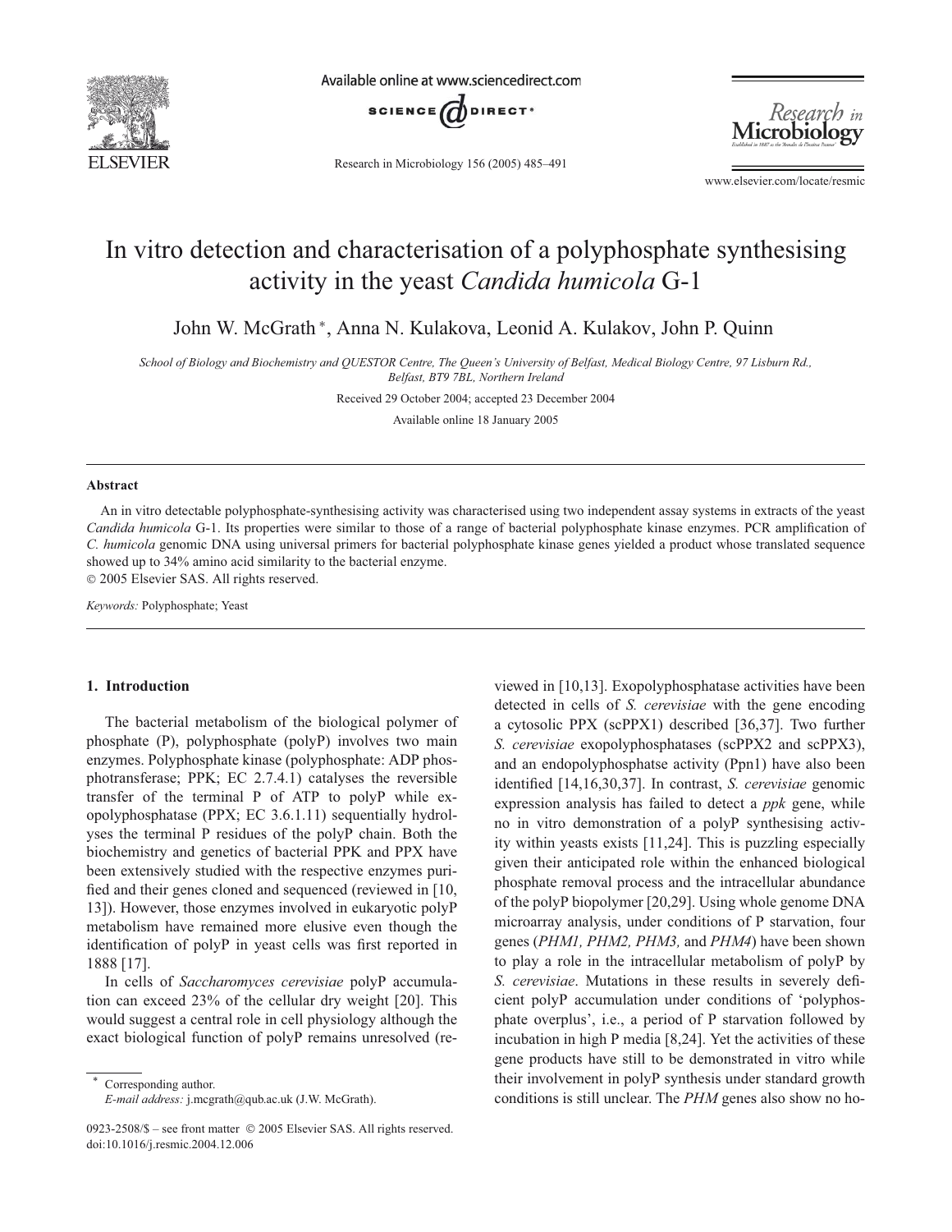# In vitro detection and characterisation of a polyphosphate synthesising activity in the yeast *Candida humicola* G-1

John W. McGrath *, Anna N. Kulakova, Leonid A. Kulakov, John P. Quinn

*School of Biology and Biochemistry and QUESTOR Centre, The Queen's University of Belfast, Medical Biology Centre, 97 Lisburn Rd., Belfast, BT9 7BL, Northern Ireland*

Received 29 October 2004; accepted 23 December 2004

Available online 18 January 2005

## Abstract

An in vitro detectable polyphosphate-synthesising activity was characterised using two independent assay systems in extracts of the yeast *Candida humicola* G-1. Its properties were similar to those of a range of bacterial polyphosphate kinase enzymes. PCR amplification of *C. humicola* genomic DNA using universal primers for bacterial polyphosphate kinase genes yielded a product whose translated sequence showed up to 34% amino acid similarity to the bacterial enzyme.

© 2005 Elsevier SAS. All rights reserved.

*Keywords:* Polyphosphate; Yeast

## 1. Introduction

The bacterial metabolism of the biological polymer of phosphate (P), polyphosphate (polyP) involves two main enzymes. Polyphosphate kinase (polyphosphate: ADP phosphotransferase; PPK; EC 2.7.4.1) catalyses the reversible transfer of the terminal P of ATP to polyP while exopolyphosphatase (PPX; EC 3.6.1.11) sequentially hydrolyses the terminal P residues of the polyP chain. Both the biochemistry and genetics of bacterial PPK and PPX have been extensively studied with the respective enzymes purified and their genes cloned and sequenced (reviewed in [10, 13]). However, those enzymes involved in eukaryotic polyP metabolism have remained more elusive even though the identification of polyP in yeast cells was first reported in 1888 [17].

In cells of *Saccharomyces cerevisiae* polyP accumulation can exceed 23% of the cellular dry weight [20]. This would suggest a central role in cell physiology although the exact biological function of polyP remains unresolved (reviewed in [10,13]. Exopolyphosphatase activities have been detected in cells of *S. cerevisiae* with the gene encoding a cytosolic PPX (scPPX1) described [36,37]. Two further *S. cerevisiae* exopolyphosphatases (scPPX2 and scPPX3), and an endopolyphosphatse activity (Ppn1) have also been identified [14,16,30,37]. In contrast, *S. cerevisiae* genomic expression analysis has failed to detect a *ppk* gene, while no in vitro demonstration of a polyP synthesising activity within yeasts exists [11,24]. This is puzzling especially given their anticipated role within the enhanced biological phosphate removal process and the intracellular abundance of the polyP biopolymer [20,29]. Using whole genome DNA microarray analysis, under conditions of P starvation, four genes (*PHM1, PHM2, PHM3,* and *PHM4*) have been shown to play a role in the intracellular metabolism of polyP by *S. cerevisiae*. Mutations in these results in severely deficient polyP accumulation under conditions of 'polyphosphate overplus', i.e., a period of P starvation followed by incubation in high P media [8,24]. Yet the activities of these gene products have still to be demonstrated in vitro while their involvement in polyP synthesis under standard growth conditions is still unclear. The *PHM* genes also show no ho-

* Corresponding author.
*E-mail address:* j.mcgrath@qub.ac.uk (J.W. McGrath).

0923-2508/$ – see front matter © 2005 Elsevier SAS. All rights reserved.
doi:10.1016/j.resmic.2004.12.006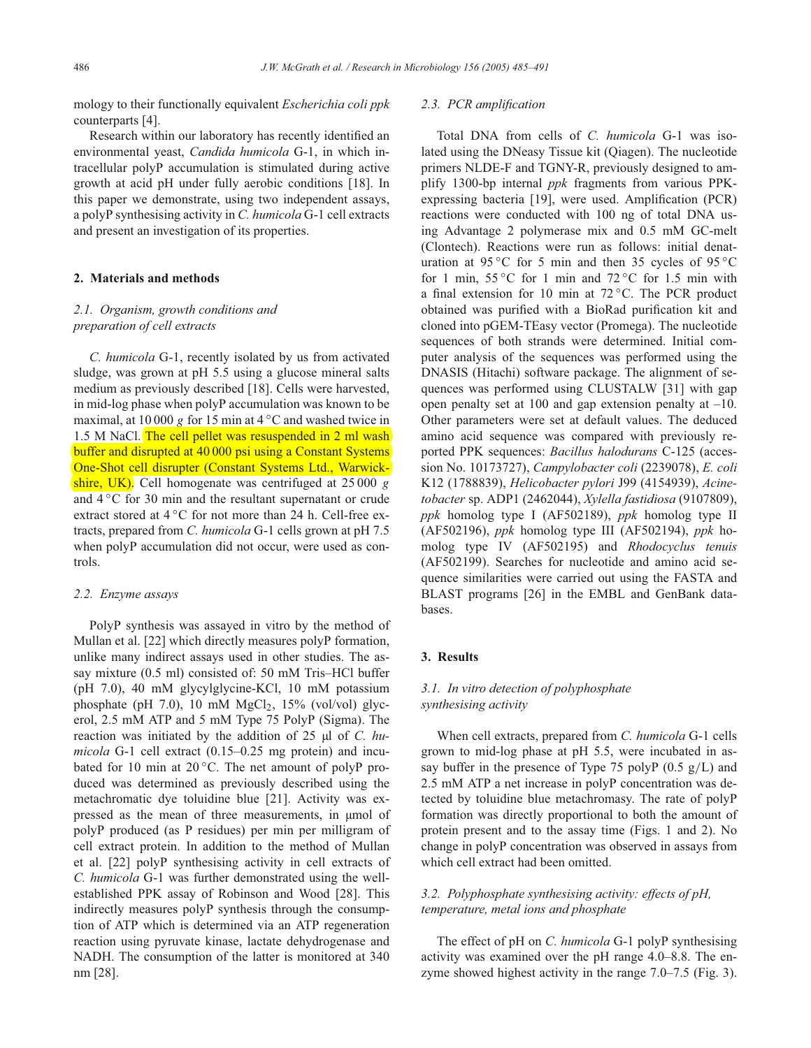mology to their functionally equivalent *Escherichia coli ppk* counterparts [4].

Research within our laboratory has recently identified an environmental yeast, *Candida humicola* G-1, in which intracellular polyP accumulation is stimulated during active growth at acid pH under fully aerobic conditions [18]. In this paper we demonstrate, using two independent assays, a polyP synthesising activity in *C. humicola* G-1 cell extracts and present an investigation of its properties.

## 2. Materials and methods

### 2.1. Organism, growth conditions and preparation of cell extracts

*C. humicola* G-1, recently isolated by us from activated sludge, was grown at pH 5.5 using a glucose mineral salts medium as previously described [18]. Cells were harvested, in mid-log phase when polyP accumulation was known to be maximal, at 10 000 *g* for 15 min at 4 °C and washed twice in 1.5 M NaCl. The cell pellet was resuspended in 2 ml wash buffer and disrupted at 40 000 psi using a Constant Systems One-Shot cell disrupter (Constant Systems Ltd., Warwickshire, UK). Cell homogenate was centrifuged at 25 000 *g* and 4 °C for 30 min and the resultant supernatant or crude extract stored at 4 °C for not more than 24 h. Cell-free extracts, prepared from *C. humicola* G-1 cells grown at pH 7.5 when polyP accumulation did not occur, were used as controls.

### 2.2. Enzyme assays

PolyP synthesis was assayed in vitro by the method of Mullan et al. [22] which directly measures polyP formation, unlike many indirect assays used in other studies. The assay mixture (0.5 ml) consisted of: 50 mM Tris–HCl buffer (pH 7.0), 40 mM glycylglycine-KCl, 10 mM potassium phosphate (pH 7.0), 10 mM $MgCl_2$, 15% (vol/vol) glycerol, 2.5 mM ATP and 5 mM Type 75 PolyP (Sigma). The reaction was initiated by the addition of 25 µl of *C. humicola* G-1 cell extract (0.15–0.25 mg protein) and incubated for 10 min at 20 °C. The net amount of polyP produced was determined as previously described using the metachromatic dye toluidine blue [21]. Activity was expressed as the mean of three measurements, in µmol of polyP produced (as P residues) per min per milligram of cell extract protein. In addition to the method of Mullan et al. [22] polyP synthesising activity in cell extracts of *C. humicola* G-1 was further demonstrated using the well-established PPK assay of Robinson and Wood [28]. This indirectly measures polyP synthesis through the consumption of ATP which is determined via an ATP regeneration reaction using pyruvate kinase, lactate dehydrogenase and NADH. The consumption of the latter is monitored at 340 nm [28].

### 2.3. PCR amplification

Total DNA from cells of *C. humicola* G-1 was isolated using the DNeasy Tissue kit (Qiagen). The nucleotide primers NLDE-F and TGNY-R, previously designed to amplify 1300-bp internal *ppk* fragments from various PPK-expressing bacteria [19], were used. Amplification (PCR) reactions were conducted with 100 ng of total DNA using Advantage 2 polymerase mix and 0.5 mM GC-melt (Clontech). Reactions were run as follows: initial denaturation at 95 °C for 5 min and then 35 cycles of 95 °C for 1 min, 55 °C for 1 min and 72 °C for 1.5 min with a final extension for 10 min at 72 °C. The PCR product obtained was purified with a BioRad purification kit and cloned into pGEM-TEasy vector (Promega). The nucleotide sequences of both strands were determined. Initial computer analysis of the sequences was performed using the DNASIS (Hitachi) software package. The alignment of sequences was performed using CLUSTALW [31] with gap open penalty set at 100 and gap extension penalty at –10. Other parameters were set at default values. The deduced amino acid sequence was compared with previously reported PPK sequences: *Bacillus halodurans* C-125 (accession No. 10173727), *Campylobacter coli* (2239078), *E. coli* K12 (1788839), *Helicobacter pylori* J99 (4154939), *Acinetobacter* sp. ADP1 (2462044), *Xylella fastidiosa* (9107809), *ppk* homolog type I (AF502189), *ppk* homolog type II (AF502196), *ppk* homolog type III (AF502194), *ppk* homolog type IV (AF502195) and *Rhodocyclus tenuis* (AF502199). Searches for nucleotide and amino acid sequence similarities were carried out using the FASTA and BLAST programs [26] in the EMBL and GenBank databases.

## 3. Results

### 3.1. In vitro detection of polyphosphate synthesising activity

When cell extracts, prepared from *C. humicola* G-1 cells grown to mid-log phase at pH 5.5, were incubated in assay buffer in the presence of Type 75 polyP (0.5 g/L) and 2.5 mM ATP a net increase in polyP concentration was detected by toluidine blue metachromasy. The rate of polyP formation was directly proportional to both the amount of protein present and to the assay time (Figs. 1 and 2). No change in polyP concentration was observed in assays from which cell extract had been omitted.

### 3.2. Polyphosphate synthesising activity: effects of pH, temperature, metal ions and phosphate

The effect of pH on *C. humicola* G-1 polyP synthesising activity was examined over the pH range 4.0–8.8. The enzyme showed highest activity in the range 7.0–7.5 (Fig. 3).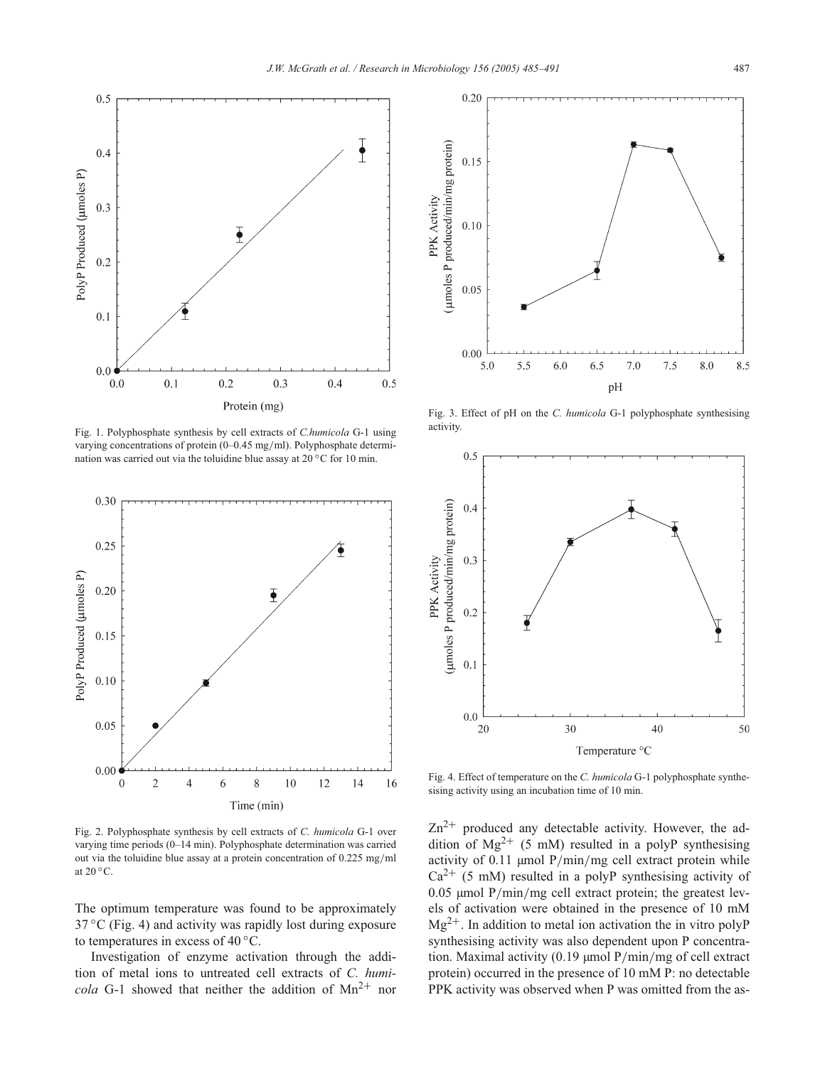Fig. 1. Polyphosphate synthesis by cell extracts of *C.humicola* G-1 using varying concentrations of protein (0–0.45 mg/ml). Polyphosphate determination was carried out via the toluidine blue assay at 20 °C for 10 min.

Fig. 2. Polyphosphate synthesis by cell extracts of *C. humicola* G-1 over varying time periods (0–14 min). Polyphosphate determination was carried out via the toluidine blue assay at a protein concentration of 0.225 mg/ml at 20 °C.

The optimum temperature was found to be approximately 37 °C (Fig. 4) and activity was rapidly lost during exposure to temperatures in excess of 40 °C.

Investigation of enzyme activation through the addition of metal ions to untreated cell extracts of *C. humicola* G-1 showed that neither the addition of $Mn^{2+}$ nor $Zn^{2+}$ produced any detectable activity. However, the addition of $Mg^{2+}$ (5 mM) resulted in a polyP synthesising activity of 0.11 µmol P/min/mg cell extract protein while $Ca^{2+}$ (5 mM) resulted in a polyP synthesising activity of 0.05 µmol P/min/mg cell extract protein; the greatest levels of activation were obtained in the presence of 10 mM $Mg^{2+}$. In addition to metal ion activation the in vitro polyP synthesising activity was also dependent upon P concentration. Maximal activity (0.19 µmol P/min/mg of cell extract protein) occurred in the presence of 10 mM P: no detectable PPK activity was observed when P was omitted from the as-

Fig. 3. Effect of pH on the *C. humicola* G-1 polyphosphate synthesising activity.

Fig. 4. Effect of temperature on the *C. humicola* G-1 polyphosphate synthesising activity using an incubation time of 10 min.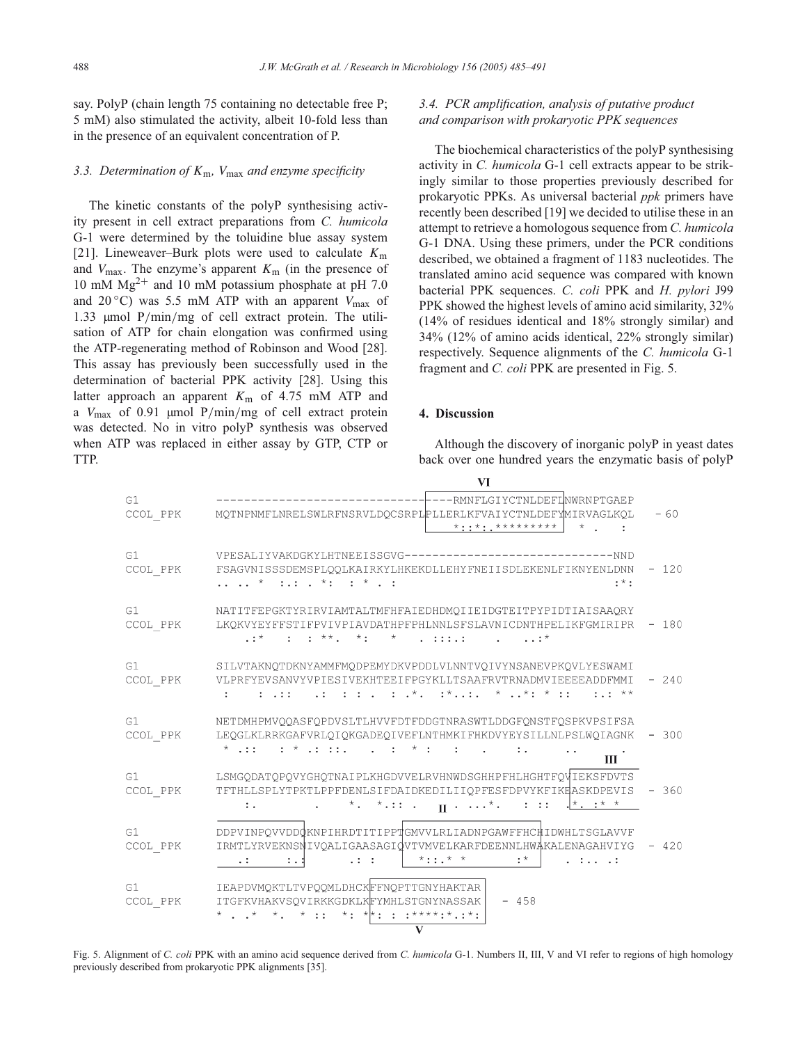say. PolyP (chain length 75 containing no detectable free P; 5 mM) also stimulated the activity, albeit 10-fold less than in the presence of an equivalent concentration of P.

### 3.3. Determination of $K_m$, $V_{max}$ and enzyme specificity

The kinetic constants of the polyP synthesising activity present in cell extract preparations from *C. humicola* G-1 were determined by the toluidine blue assay system [21]. Lineweaver–Burk plots were used to calculate $K_m$ and $V_{max}$. The enzyme's apparent $K_m$ (in the presence of 10 mM $Mg^{2+}$ and 10 mM potassium phosphate at pH 7.0 and 20 °C) was 5.5 mM ATP with an apparent $V_{max}$ of 1.33 μmol P/min/mg of cell extract protein. The utilisation of ATP for chain elongation was confirmed using the ATP-regenerating method of Robinson and Wood [28]. This assay has previously been successfully used in the determination of bacterial PPK activity [28]. Using this latter approach an apparent $K_m$ of 4.75 mM ATP and a $V_{max}$ of 0.91 μmol P/min/mg of cell extract protein was detected. No in vitro polyP synthesis was observed when ATP was replaced in either assay by GTP, CTP or TTP.

### 3.4. PCR amplification, analysis of putative product and comparison with prokaryotic PPK sequences

The biochemical characteristics of the polyP synthesising activity in *C. humicola* G-1 cell extracts appear to be strikingly similar to those properties previously described for prokaryotic PPKs. As universal bacterial *ppk* primers have recently been described [19] we decided to utilise these in an attempt to retrieve a homologous sequence from *C. humicola* G-1 DNA. Using these primers, under the PCR conditions described, we obtained a fragment of 1183 nucleotides. The translated amino acid sequence was compared with known bacterial PPK sequences. *C. coli* PPK and *H. pylori* J99 PPK showed the highest levels of amino acid similarity, 32% (14% of residues identical and 18% strongly similar) and 34% (12% of amino acids identical, 22% strongly similar) respectively. Sequence alignments of the *C. humicola* G-1 fragment and *C. coli* PPK are presented in Fig. 5.

## 4. Discussion

Although the discovery of inorganic polyP in yeast dates back over one hundred years the enzymatic basis of polyP

```
                                            VI
G1        ----------------------------------RMNFLGIYCTNLDEFLNWRNPTGAEP
CCOL_PPK  MQTNPNMFLNRELSWLRFNSRVLDQCSRPLPLLERLKFVAIYCTNLDEFYMIRVAGLKQL   - 60
                                         *::*:.*********  * .   :

G1        VPESALIYVAKDGKYLHTNEEISSGVG------------------------------NND
CCOL_PPK  FSAGVNISSSDEMSPLQQLKAIRKYLHKEKDLLEHYFNEIISDLEKENLFIKNYENLDNN   - 120
          .. .. *  :.: . *:  : * . :                              :*:

G1        NATITFEPGKTYRIRVIAMTALTMFHFAIEDHDMQIIEIDGTEITPYPIDTIAISAAQRY
CCOL_PPK  LKQKVYEYFFSTIFPVIVPIAVDATHPFPHLNNLSFSLAVNICDNTHPELIKFGMIRIPR   - 180
             .:*   :  : **.  *:   *   . :::.:    .   ..:*

G1        SILVTAKNQTDKNYAMMFMQDPEMYDKVPDDLVLNNTVQIVYNSANEVPKQVLYESWAMI
CCOL_PPK  VLPRFYEVSANVYVPIESIVEKHTEEIFPGYKLLTSAAFRVTRNADMVIEEEEADDFMMI   - 240
           :    : .::   .:  : : .  : .*.  :*..:.  * ..*: * ::   :.: **

G1        NETDMHPMVQQASFQPDVSLTLHVVFDTFDDGTNRASWTLDDGFQNSTFQSPKVPSIFSA
CCOL_PPK  LEQGLKLRRKGAFVRLQIQKGADEQIVEFLNTHMKIFHKDVYEYSILLNLPSLWQIAGNK   - 300
           * .::   : * .: ::.    .  :   * :   :    .    :.     ..     .
                                                                   III
G1        LSMGQQDATQPQVYGHQTNAIPLKHGDVVELRVHNWDSGHHPFHLHGHTFQVIEKSFDVTS
CCOL_PPK  TFTHLLSPLYTPKTLPPFDENLSIFDAIDKEDILIIQPFESFDPVYKFIKEASKDPEVIS   - 360
              :.        .     *.  *.:: .  II . ...*.   : ::  .*. :* *

G1        DDPVINPQVVDDQKNPIHRDTITIPPTGMVVLRLIADNPGAWFFHCHIDWHLTSGLAVVF
CCOL_PPK  IRMTLYRVEKNSNIVQALIGAASAGIQVTVMVELKARFDEENNLHWAKALENAGAHVIYG   - 420
             .:     :.:         .: :      *::.* *         :*       . :.. .:

G1        IEAPDVMQKTLTVPQQMLDHCKFFNQPTTGNYHAKTAR
CCOL_PPK  ITGFKVHAKVSQVIRKKGDKLKFYMHLSTGNYNASSAK   - 458
          * . .*  *.  * ::  *: *:: : :****:*.:*:
                                   V
```

Fig. 5. Alignment of *C. coli* PPK with an amino acid sequence derived from *C. humicola* G-1. Numbers II, III, V and VI refer to regions of high homology previously described from prokaryotic PPK alignments [35].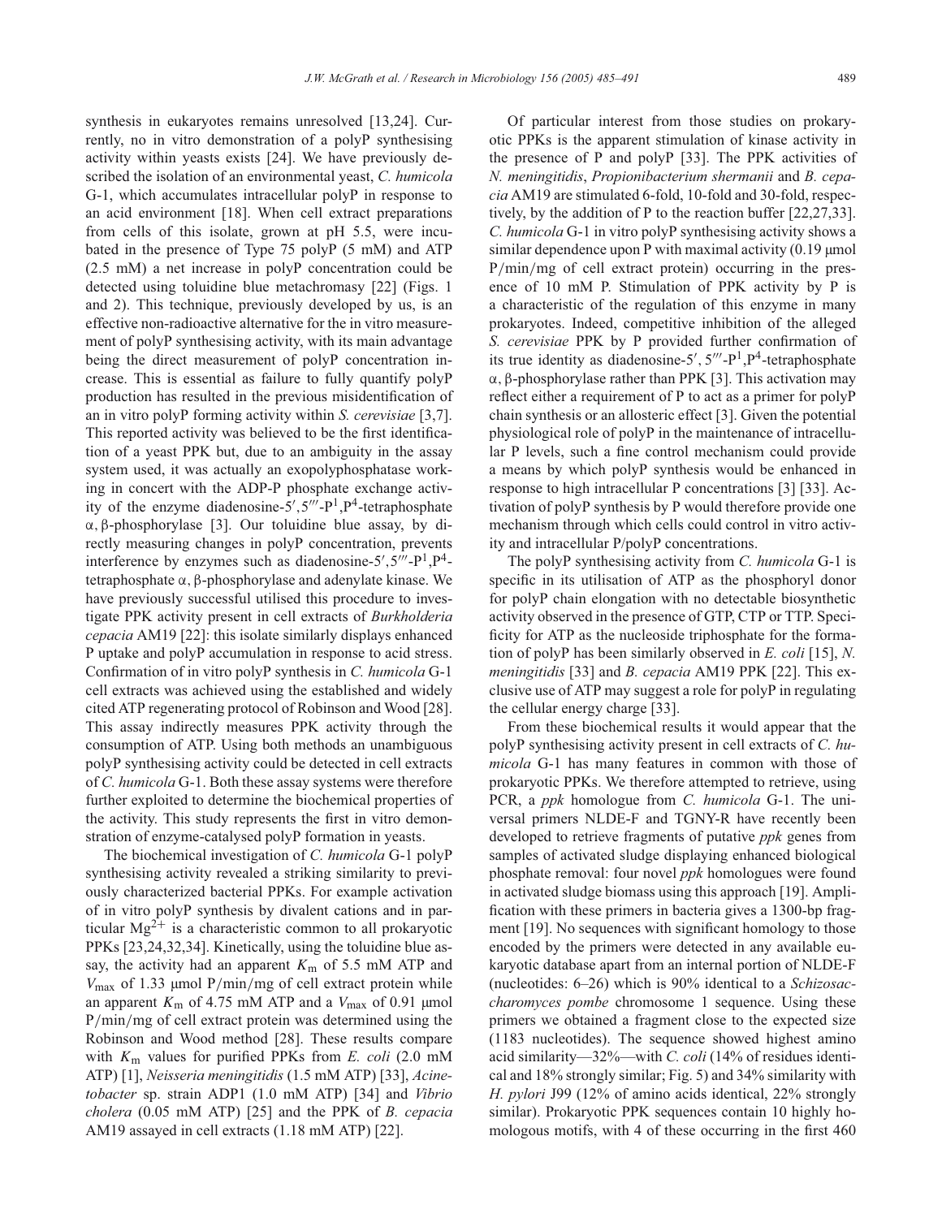synthesis in eukaryotes remains unresolved [13,24]. Currently, no in vitro demonstration of a polyP synthesising activity within yeasts exists [24]. We have previously described the isolation of an environmental yeast, *C. humicola* G-1, which accumulates intracellular polyP in response to an acid environment [18]. When cell extract preparations from cells of this isolate, grown at pH 5.5, were incubated in the presence of Type 75 polyP (5 mM) and ATP (2.5 mM) a net increase in polyP concentration could be detected using toluidine blue metachromasy [22] (Figs. 1 and 2). This technique, previously developed by us, is an effective non-radioactive alternative for the in vitro measurement of polyP synthesising activity, with its main advantage being the direct measurement of polyP concentration increase. This is essential as failure to fully quantify polyP production has resulted in the previous misidentification of an in vitro polyP forming activity within *S. cerevisiae* [3,7]. This reported activity was believed to be the first identification of a yeast PPK but, due to an ambiguity in the assay system used, it was actually an exopolyphosphatase working in concert with the ADP-P phosphate exchange activity of the enzyme diadenosine-5′,5‴-P[1],P[4]-tetraphosphate α, β-phosphorylase [3]. Our toluidine blue assay, by directly measuring changes in polyP concentration, prevents interference by enzymes such as diadenosine-5′,5‴-P[1],P[4]-tetraphosphate α, β-phosphorylase and adenylate kinase. We have previously successful utilised this procedure to investigate PPK activity present in cell extracts of *Burkholderia cepacia* AM19 [22]: this isolate similarly displays enhanced P uptake and polyP accumulation in response to acid stress. Confirmation of in vitro polyP synthesis in *C. humicola* G-1 cell extracts was achieved using the established and widely cited ATP regenerating protocol of Robinson and Wood [28]. This assay indirectly measures PPK activity through the consumption of ATP. Using both methods an unambiguous polyP synthesising activity could be detected in cell extracts of *C. humicola* G-1. Both these assay systems were therefore further exploited to determine the biochemical properties of the activity. This study represents the first in vitro demonstration of enzyme-catalysed polyP formation in yeasts.

The biochemical investigation of *C. humicola* G-1 polyP synthesising activity revealed a striking similarity to previously characterized bacterial PPKs. For example activation of in vitro polyP synthesis by divalent cations and in particular $Mg^{2+}$ is a characteristic common to all prokaryotic PPKs [23,24,32,34]. Kinetically, using the toluidine blue assay, the activity had an apparent $K_m$ of 5.5 mM ATP and $V_{max}$ of 1.33 μmol P/min/mg of cell extract protein while an apparent $K_m$ of 4.75 mM ATP and a $V_{max}$ of 0.91 μmol P/min/mg of cell extract protein was determined using the Robinson and Wood method [28]. These results compare with $K_m$ values for purified PPKs from *E. coli* (2.0 mM ATP) [1], *Neisseria meningitidis* (1.5 mM ATP) [33], *Acinetobacter* sp. strain ADP1 (1.0 mM ATP) [34] and *Vibrio cholera* (0.05 mM ATP) [25] and the PPK of *B. cepacia* AM19 assayed in cell extracts (1.18 mM ATP) [22].

Of particular interest from those studies on prokaryotic PPKs is the apparent stimulation of kinase activity in the presence of P and polyP [33]. The PPK activities of *N. meningitidis*, *Propionibacterium shermanii* and *B. cepacia* AM19 are stimulated 6-fold, 10-fold and 30-fold, respectively, by the addition of P to the reaction buffer [22,27,33]. *C. humicola* G-1 in vitro polyP synthesising activity shows a similar dependence upon P with maximal activity (0.19 μmol P/min/mg of cell extract protein) occurring in the presence of 10 mM P. Stimulation of PPK activity by P is a characteristic of the regulation of this enzyme in many prokaryotes. Indeed, competitive inhibition of the alleged *S. cerevisiae* PPK by P provided further confirmation of its true identity as diadenosine-5′, 5‴-P[1],P[4]-tetraphosphate α, β-phosphorylase rather than PPK [3]. This activation may reflect either a requirement of P to act as a primer for polyP chain synthesis or an allosteric effect [3]. Given the potential physiological role of polyP in the maintenance of intracellular P levels, such a fine control mechanism could provide a means by which polyP synthesis would be enhanced in response to high intracellular P concentrations [3] [33]. Activation of polyP synthesis by P would therefore provide one mechanism through which cells could control in vitro activity and intracellular P/polyP concentrations.

The polyP synthesising activity from *C. humicola* G-1 is specific in its utilisation of ATP as the phosphoryl donor for polyP chain elongation with no detectable biosynthetic activity observed in the presence of GTP, CTP or TTP. Specificity for ATP as the nucleoside triphosphate for the formation of polyP has been similarly observed in *E. coli* [15], *N. meningitidis* [33] and *B. cepacia* AM19 PPK [22]. This exclusive use of ATP may suggest a role for polyP in regulating the cellular energy charge [33].

From these biochemical results it would appear that the polyP synthesising activity present in cell extracts of *C. humicola* G-1 has many features in common with those of prokaryotic PPKs. We therefore attempted to retrieve, using PCR, a *ppk* homologue from *C. humicola* G-1. The universal primers NLDE-F and TGNY-R have recently been developed to retrieve fragments of putative *ppk* genes from samples of activated sludge displaying enhanced biological phosphate removal: four novel *ppk* homologues were found in activated sludge biomass using this approach [19]. Amplification with these primers in bacteria gives a 1300-bp fragment [19]. No sequences with significant homology to those encoded by the primers were detected in any available eukaryotic database apart from an internal portion of NLDE-F (nucleotides: 6–26) which is 90% identical to a *Schizosaccharomyces pombe* chromosome 1 sequence. Using these primers we obtained a fragment close to the expected size (1183 nucleotides). The sequence showed highest amino acid similarity—32%—with *C. coli* (14% of residues identical and 18% strongly similar; Fig. 5) and 34% similarity with *H. pylori* J99 (12% of amino acids identical, 22% strongly similar). Prokaryotic PPK sequences contain 10 highly homologous motifs, with 4 of these occurring in the first 460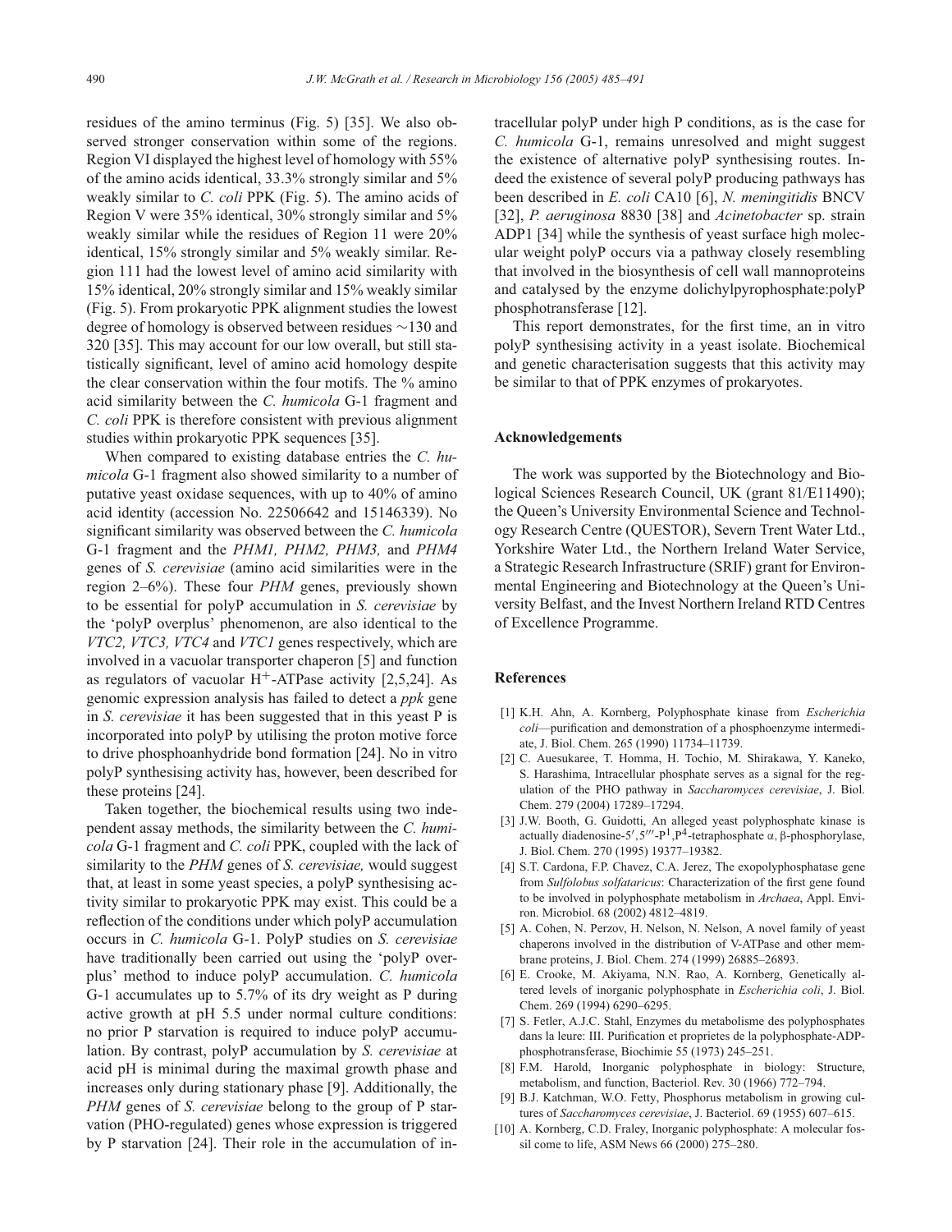residues of the amino terminus (Fig. 5) [35]. We also observed stronger conservation within some of the regions. Region VI displayed the highest level of homology with 55% of the amino acids identical, 33.3% strongly similar and 5% weakly similar to *C. coli* PPK (Fig. 5). The amino acids of Region V were 35% identical, 30% strongly similar and 5% weakly similar while the residues of Region 11 were 20% identical, 15% strongly similar and 5% weakly similar. Region 111 had the lowest level of amino acid similarity with 15% identical, 20% strongly similar and 15% weakly similar (Fig. 5). From prokaryotic PPK alignment studies the lowest degree of homology is observed between residues ∼130 and 320 [35]. This may account for our low overall, but still statistically significant, level of amino acid homology despite the clear conservation within the four motifs. The % amino acid similarity between the *C. humicola* G-1 fragment and *C. coli* PPK is therefore consistent with previous alignment studies within prokaryotic PPK sequences [35].

When compared to existing database entries the *C. humicola* G-1 fragment also showed similarity to a number of putative yeast oxidase sequences, with up to 40% of amino acid identity (accession No. 22506642 and 15146339). No significant similarity was observed between the *C. humicola* G-1 fragment and the *PHM1, PHM2, PHM3,* and *PHM4* genes of *S. cerevisiae* (amino acid similarities were in the region 2–6%). These four *PHM* genes, previously shown to be essential for polyP accumulation in *S. cerevisiae* by the 'polyP overplus' phenomenon, are also identical to the *VTC2, VTC3, VTC4* and *VTC1* genes respectively, which are involved in a vacuolar transporter chaperon [5] and function as regulators of vacuolar $H^+$-ATPase activity [2,5,24]. As genomic expression analysis has failed to detect a *ppk* gene in *S. cerevisiae* it has been suggested that in this yeast P is incorporated into polyP by utilising the proton motive force to drive phosphoanhydride bond formation [24]. No in vitro polyP synthesising activity has, however, been described for these proteins [24].

Taken together, the biochemical results using two independent assay methods, the similarity between the *C. humicola* G-1 fragment and *C. coli* PPK, coupled with the lack of similarity to the *PHM* genes of *S. cerevisiae,* would suggest that, at least in some yeast species, a polyP synthesising activity similar to prokaryotic PPK may exist. This could be a reflection of the conditions under which polyP accumulation occurs in *C. humicola* G-1. PolyP studies on *S. cerevisiae* have traditionally been carried out using the 'polyP overplus' method to induce polyP accumulation. *C. humicola* G-1 accumulates up to 5.7% of its dry weight as P during active growth at pH 5.5 under normal culture conditions: no prior P starvation is required to induce polyP accumulation. By contrast, polyP accumulation by *S. cerevisiae* at acid pH is minimal during the maximal growth phase and increases only during stationary phase [9]. Additionally, the *PHM* genes of *S. cerevisiae* belong to the group of P starvation (PHO-regulated) genes whose expression is triggered by P starvation [24]. Their role in the accumulation of intracellular polyP under high P conditions, as is the case for *C. humicola* G-1, remains unresolved and might suggest the existence of alternative polyP synthesising routes. Indeed the existence of several polyP producing pathways has been described in *E. coli* CA10 [6], *N. meningitidis* BNCV [32], *P. aeruginosa* 8830 [38] and *Acinetobacter* sp. strain ADP1 [34] while the synthesis of yeast surface high molecular weight polyP occurs via a pathway closely resembling that involved in the biosynthesis of cell wall mannoproteins and catalysed by the enzyme dolichylpyrophosphate:polyP phosphotransferase [12].

This report demonstrates, for the first time, an in vitro polyP synthesising activity in a yeast isolate. Biochemical and genetic characterisation suggests that this activity may be similar to that of PPK enzymes of prokaryotes.

## Acknowledgements

The work was supported by the Biotechnology and Biological Sciences Research Council, UK (grant 81/E11490); the Queen's University Environmental Science and Technology Research Centre (QUESTOR), Severn Trent Water Ltd., Yorkshire Water Ltd., the Northern Ireland Water Service, a Strategic Research Infrastructure (SRIF) grant for Environmental Engineering and Biotechnology at the Queen's University Belfast, and the Invest Northern Ireland RTD Centres of Excellence Programme.

## References

[1] K.H. Ahn, A. Kornberg, Polyphosphate kinase from *Escherichia coli*—purification and demonstration of a phosphoenzyme intermediate, J. Biol. Chem. 265 (1990) 11734–11739.

[2] C. Auesukaree, T. Homma, H. Tochio, M. Shirakawa, Y. Kaneko, S. Harashima, Intracellular phosphate serves as a signal for the regulation of the PHO pathway in *Saccharomyces cerevisiae*, J. Biol. Chem. 279 (2004) 17289–17294.

[3] J.W. Booth, G. Guidotti, An alleged yeast polyphosphate kinase is actually diadenosine-5′,5‴-$P^1$,$P^4$-tetraphosphate α, β-phosphorylase, J. Biol. Chem. 270 (1995) 19377–19382.

[4] S.T. Cardona, F.P. Chavez, C.A. Jerez, The exopolyphosphatase gene from *Sulfolobus solfataricus*: Characterization of the first gene found to be involved in polyphosphate metabolism in *Archaea*, Appl. Environ. Microbiol. 68 (2002) 4812–4819.

[5] A. Cohen, N. Perzov, H. Nelson, N. Nelson, A novel family of yeast chaperons involved in the distribution of V-ATPase and other membrane proteins, J. Biol. Chem. 274 (1999) 26885–26893.

[6] E. Crooke, M. Akiyama, N.N. Rao, A. Kornberg, Genetically altered levels of inorganic polyphosphate in *Escherichia coli*, J. Biol. Chem. 269 (1994) 6290–6295.

[7] S. Fetler, A.J.C. Stahl, Enzymes du metabolisme des polyphosphates dans la leure: III. Purification et proprietes de la polyphosphate-ADP-phosphotransferase, Biochimie 55 (1973) 245–251.

[8] F.M. Harold, Inorganic polyphosphate in biology: Structure, metabolism, and function, Bacteriol. Rev. 30 (1966) 772–794.

[9] B.J. Katchman, W.O. Fetty, Phosphorus metabolism in growing cultures of *Saccharomyces cerevisiae*, J. Bacteriol. 69 (1955) 607–615.

[10] A. Kornberg, C.D. Fraley, Inorganic polyphosphate: A molecular fossil come to life, ASM News 66 (2000) 275–280.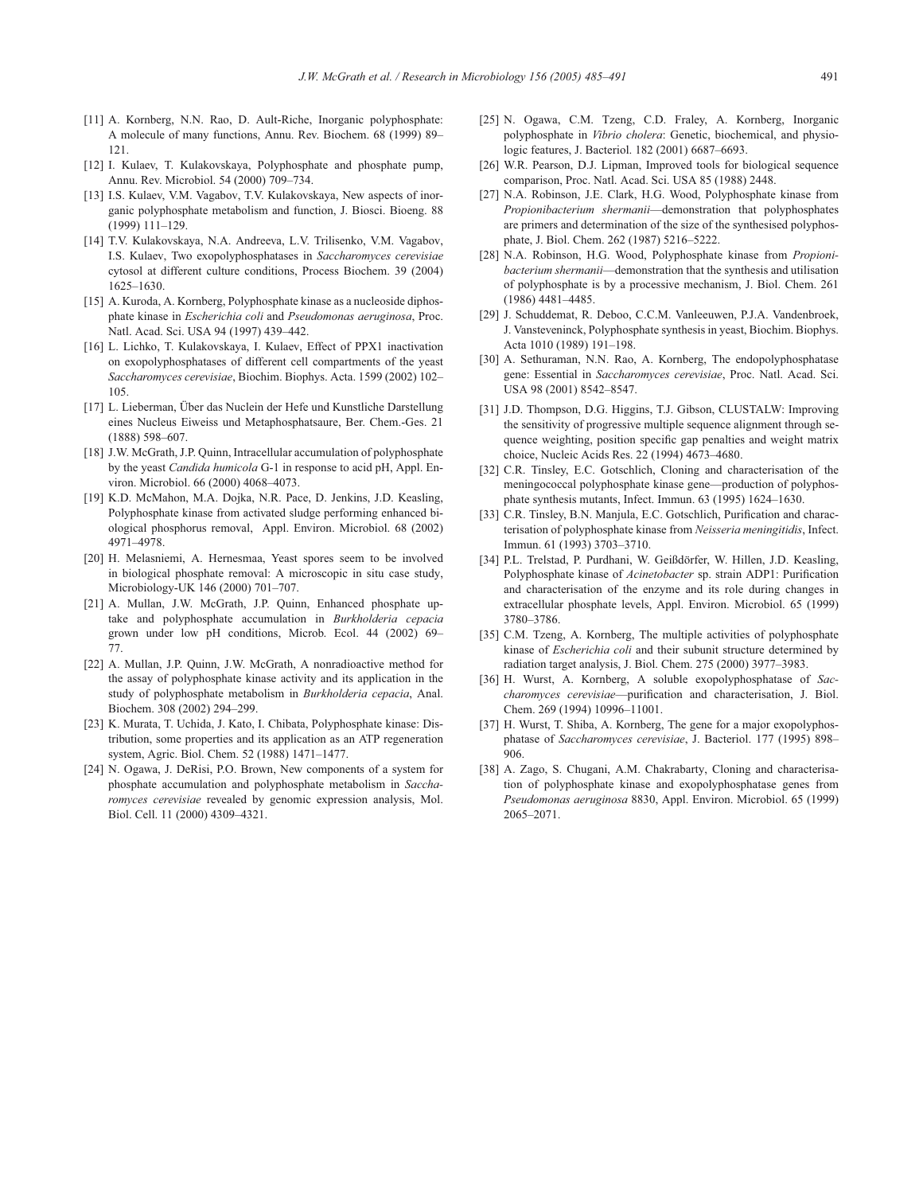[11] A. Kornberg, N.N. Rao, D. Ault-Riche, Inorganic polyphosphate: A molecule of many functions, Annu. Rev. Biochem. 68 (1999) 89–121.

[12] I. Kulaev, T. Kulakovskaya, Polyphosphate and phosphate pump, Annu. Rev. Microbiol. 54 (2000) 709–734.

[13] I.S. Kulaev, V.M. Vagabov, T.V. Kulakovskaya, New aspects of inorganic polyphosphate metabolism and function, J. Biosci. Bioeng. 88 (1999) 111–129.

[14] T.V. Kulakovskaya, N.A. Andreeva, L.V. Trilisenko, V.M. Vagabov, I.S. Kulaev, Two exopolyphosphatases in *Saccharomyces cerevisiae* cytosol at different culture conditions, Process Biochem. 39 (2004) 1625–1630.

[15] A. Kuroda, A. Kornberg, Polyphosphate kinase as a nucleoside diphosphate kinase in *Escherichia coli* and *Pseudomonas aeruginosa*, Proc. Natl. Acad. Sci. USA 94 (1997) 439–442.

[16] L. Lichko, T. Kulakovskaya, I. Kulaev, Effect of PPX1 inactivation on exopolyphosphatases of different cell compartments of the yeast *Saccharomyces cerevisiae*, Biochim. Biophys. Acta. 1599 (2002) 102–105.

[17] L. Lieberman, Über das Nuclein der Hefe und Kunstliche Darstellung eines Nucleus Eiweiss und Metaphosphatsaure, Ber. Chem.-Ges. 21 (1888) 598–607.

[18] J.W. McGrath, J.P. Quinn, Intracellular accumulation of polyphosphate by the yeast *Candida humicola* G-1 in response to acid pH, Appl. Environ. Microbiol. 66 (2000) 4068–4073.

[19] K.D. McMahon, M.A. Dojka, N.R. Pace, D. Jenkins, J.D. Keasling, Polyphosphate kinase from activated sludge performing enhanced biological phosphorus removal, Appl. Environ. Microbiol. 68 (2002) 4971–4978.

[20] H. Melasniemi, A. Hernesmaa, Yeast spores seem to be involved in biological phosphate removal: A microscopic in situ case study, Microbiology-UK 146 (2000) 701–707.

[21] A. Mullan, J.W. McGrath, J.P. Quinn, Enhanced phosphate uptake and polyphosphate accumulation in *Burkholderia cepacia* grown under low pH conditions, Microb. Ecol. 44 (2002) 69–77.

[22] A. Mullan, J.P. Quinn, J.W. McGrath, A nonradioactive method for the assay of polyphosphate kinase activity and its application in the study of polyphosphate metabolism in *Burkholderia cepacia*, Anal. Biochem. 308 (2002) 294–299.

[23] K. Murata, T. Uchida, J. Kato, I. Chibata, Polyphosphate kinase: Distribution, some properties and its application as an ATP regeneration system, Agric. Biol. Chem. 52 (1988) 1471–1477.

[24] N. Ogawa, J. DeRisi, P.O. Brown, New components of a system for phosphate accumulation and polyphosphate metabolism in *Saccharomyces cerevisiae* revealed by genomic expression analysis, Mol. Biol. Cell. 11 (2000) 4309–4321.

[25] N. Ogawa, C.M. Tzeng, C.D. Fraley, A. Kornberg, Inorganic polyphosphate in *Vibrio cholera*: Genetic, biochemical, and physiologic features, J. Bacteriol. 182 (2001) 6687–6693.

[26] W.R. Pearson, D.J. Lipman, Improved tools for biological sequence comparison, Proc. Natl. Acad. Sci. USA 85 (1988) 2448.

[27] N.A. Robinson, J.E. Clark, H.G. Wood, Polyphosphate kinase from *Propionibacterium shermanii*—demonstration that polyphosphates are primers and determination of the size of the synthesised polyphosphate, J. Biol. Chem. 262 (1987) 5216–5222.

[28] N.A. Robinson, H.G. Wood, Polyphosphate kinase from *Propionibacterium shermanii*—demonstration that the synthesis and utilisation of polyphosphate is by a processive mechanism, J. Biol. Chem. 261 (1986) 4481–4485.

[29] J. Schuddemat, R. Deboo, C.C.M. Vanleeuwen, P.J.A. Vandenbroek, J. Vansteveninck, Polyphosphate synthesis in yeast, Biochim. Biophys. Acta 1010 (1989) 191–198.

[30] A. Sethuraman, N.N. Rao, A. Kornberg, The endopolyphosphatase gene: Essential in *Saccharomyces cerevisiae*, Proc. Natl. Acad. Sci. USA 98 (2001) 8542–8547.

[31] J.D. Thompson, D.G. Higgins, T.J. Gibson, CLUSTALW: Improving the sensitivity of progressive multiple sequence alignment through sequence weighting, position specific gap penalties and weight matrix choice, Nucleic Acids Res. 22 (1994) 4673–4680.

[32] C.R. Tinsley, E.C. Gotschlich, Cloning and characterisation of the meningococcal polyphosphate kinase gene—production of polyphosphate synthesis mutants, Infect. Immun. 63 (1995) 1624–1630.

[33] C.R. Tinsley, B.N. Manjula, E.C. Gotschlich, Purification and characterisation of polyphosphate kinase from *Neisseria meningitidis*, Infect. Immun. 61 (1993) 3703–3710.

[34] P.L. Trelstad, P. Purdhani, W. Geißdörfer, W. Hillen, J.D. Keasling, Polyphosphate kinase of *Acinetobacter* sp. strain ADP1: Purification and characterisation of the enzyme and its role during changes in extracellular phosphate levels, Appl. Environ. Microbiol. 65 (1999) 3780–3786.

[35] C.M. Tzeng, A. Kornberg, The multiple activities of polyphosphate kinase of *Escherichia coli* and their subunit structure determined by radiation target analysis, J. Biol. Chem. 275 (2000) 3977–3983.

[36] H. Wurst, A. Kornberg, A soluble exopolyphosphatase of *Saccharomyces cerevisiae*—purification and characterisation, J. Biol. Chem. 269 (1994) 10996–11001.

[37] H. Wurst, T. Shiba, A. Kornberg, The gene for a major exopolyphosphatase of *Saccharomyces cerevisiae*, J. Bacteriol. 177 (1995) 898–906.

[38] A. Zago, S. Chugani, A.M. Chakrabarty, Cloning and characterisation of polyphosphate kinase and exopolyphosphatase genes from *Pseudomonas aeruginosa* 8830, Appl. Environ. Microbiol. 65 (1999) 2065–2071.